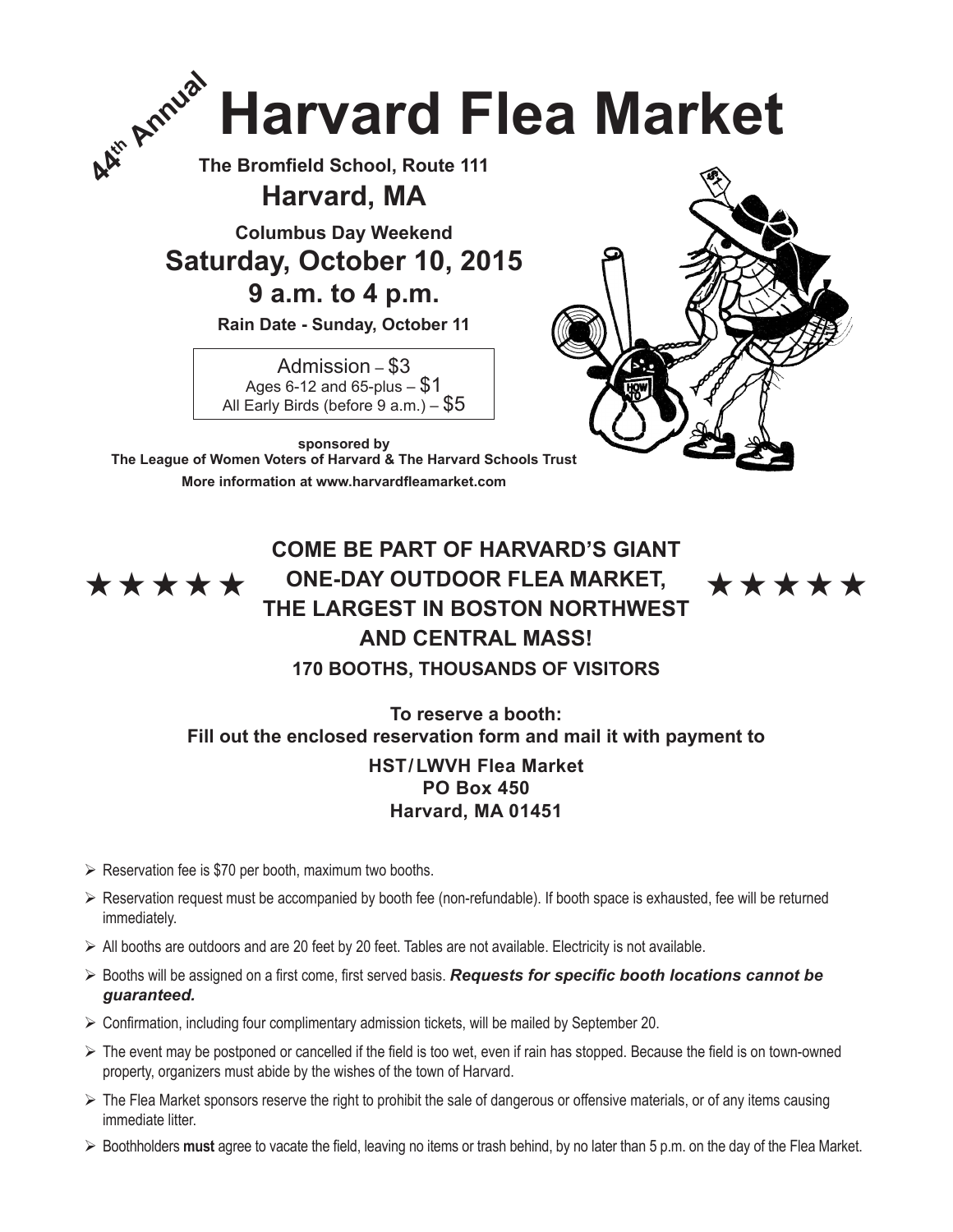44th Annual

# Harvard Flea Market

**The Bromfield School, Route 111**

## Harvard, MA

**Columbus Day Weekend**

## Saturday, October 10, 2015

## 9 a.m. to 4 p.m.

**Rain Date - Sunday, October 11**

| Admission – $3 |
|---|
| Ages 6-12 and 65-plus – $1 |
| All Early Birds (before 9 a.m.) – $5 |

**sponsored by**
**The League of Women Voters of Harvard & The Harvard Schools Trust**
**More information at www.harvardfleamarket.com**

★★★★★ **COME BE PART OF HARVARD'S GIANT ONE-DAY OUTDOOR FLEA MARKET, THE LARGEST IN BOSTON NORTHWEST AND CENTRAL MASS!** ★★★★★

**170 BOOTHS, THOUSANDS OF VISITORS**

**To reserve a booth:**
**Fill out the enclosed reservation form and mail it with payment to**

**HST/LWVH Flea Market**
**PO Box 450**
**Harvard, MA 01451**

- Reservation fee is $70 per booth, maximum two booths.
- Reservation request must be accompanied by booth fee (non-refundable). If booth space is exhausted, fee will be returned immediately.
- All booths are outdoors and are 20 feet by 20 feet. Tables are not available. Electricity is not available.
- Booths will be assigned on a first come, first served basis. ***Requests for specific booth locations cannot be guaranteed.***
- Confirmation, including four complimentary admission tickets, will be mailed by September 20.
- The event may be postponed or cancelled if the field is too wet, even if rain has stopped. Because the field is on town-owned property, organizers must abide by the wishes of the town of Harvard.
- The Flea Market sponsors reserve the right to prohibit the sale of dangerous or offensive materials, or of any items causing immediate litter.
- Boothholders **must** agree to vacate the field, leaving no items or trash behind, by no later than 5 p.m. on the day of the Flea Market.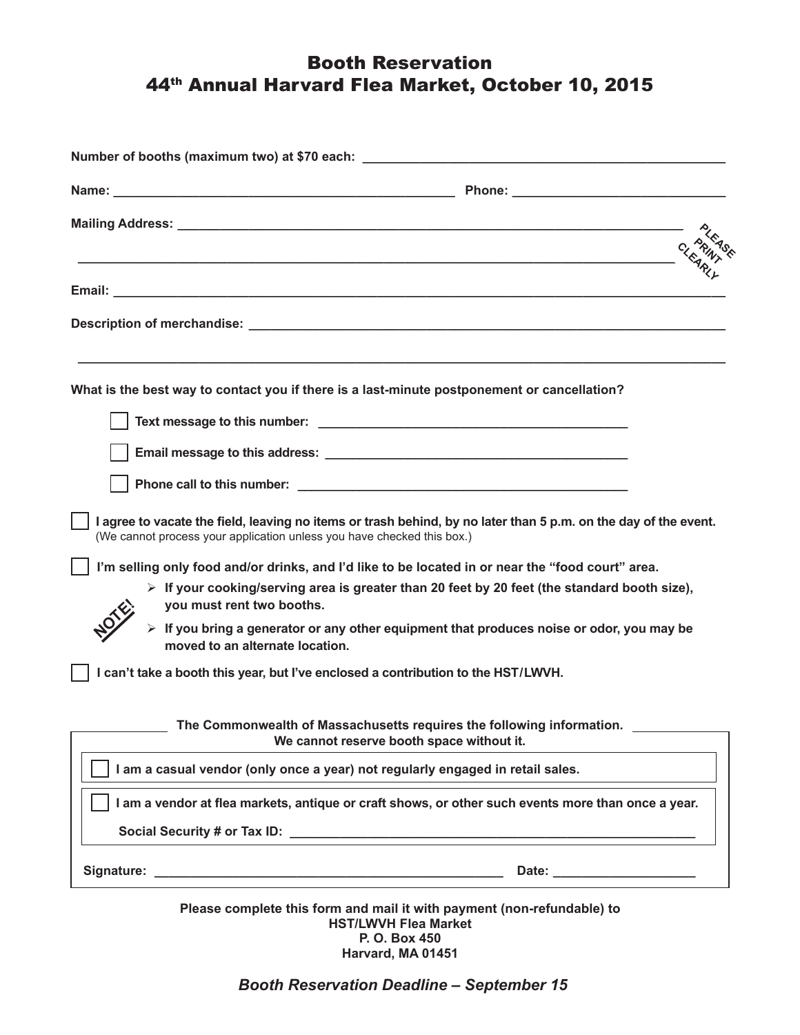# Booth Reservation
# 44th Annual Harvard Flea Market, October 10, 2015

**Number of booths (maximum two) at $70 each:** ____________________

**Name:** ____________________ **Phone:** ____________________

**Mailing Address:** ____________________

____________________

PLEASE PRINT CLEARLY

**Email:** ____________________

**Description of merchandise:** ____________________

____________________

**What is the best way to contact you if there is a last-minute postponement or cancellation?**

- ☐ **Text message to this number:** ____________________
- ☐ **Email message to this address:** ____________________
- ☐ **Phone call to this number:** ____________________

☐ **I agree to vacate the field, leaving no items or trash behind, by no later than 5 p.m. on the day of the event.** (We cannot process your application unless you have checked this box.)

☐ **I'm selling only food and/or drinks, and I'd like to be located in or near the "food court" area.**

**NOTE!**

- **If your cooking/serving area is greater than 20 feet by 20 feet (the standard booth size), you must rent two booths.**
- **If you bring a generator or any other equipment that produces noise or odor, you may be moved to an alternate location.**

☐ **I can't take a booth this year, but I've enclosed a contribution to the HST/LWVH.**

**The Commonwealth of Massachusetts requires the following information. We cannot reserve booth space without it.**

☐ **I am a casual vendor (only once a year) not regularly engaged in retail sales.**

☐ **I am a vendor at flea markets, antique or craft shows, or other such events more than once a year.**

**Social Security # or Tax ID:** ____________________

**Signature:** ____________________ **Date:** ____________________

**Please complete this form and mail it with payment (non-refundable) to**
**HST/LWVH Flea Market**
**P. O. Box 450**
**Harvard, MA 01451**

***Booth Reservation Deadline – September 15***